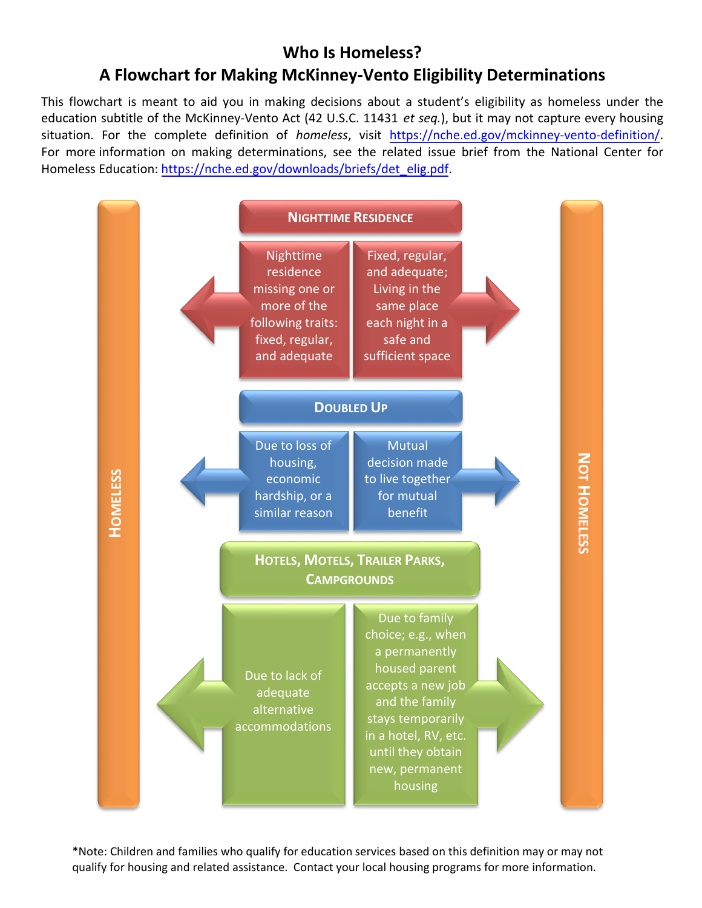# Who Is Homeless?
## A Flowchart for Making McKinney-Vento Eligibility Determinations

This flowchart is meant to aid you in making decisions about a student's eligibility as homeless under the education subtitle of the McKinney-Vento Act (42 U.S.C. 11431 *et seq.*), but it may not capture every housing situation. For the complete definition of *homeless*, visit https://nche.ed.gov/mckinney-vento-definition/. For more information on making determinations, see the related issue brief from the National Center for Homeless Education: https://nche.ed.gov/downloads/briefs/det_elig.pdf.

| | Homeless | Not Homeless |
|---|---|---|
| **Nighttime Residence** | Nighttime residence missing one or more of the following traits: fixed, regular, and adequate | Fixed, regular, and adequate; Living in the same place each night in a safe and sufficient space |
| **Doubled Up** | Due to loss of housing, economic hardship, or a similar reason | Mutual decision made to live together for mutual benefit |
| **Hotels, Motels, Trailer Parks, Campgrounds** | Due to lack of adequate alternative accommodations | Due to family choice; e.g., when a permanently housed parent accepts a new job and the family stays temporarily in a hotel, RV, etc. until they obtain new, permanent housing |

*Note: Children and families who qualify for education services based on this definition may or may not qualify for housing and related assistance. Contact your local housing programs for more information.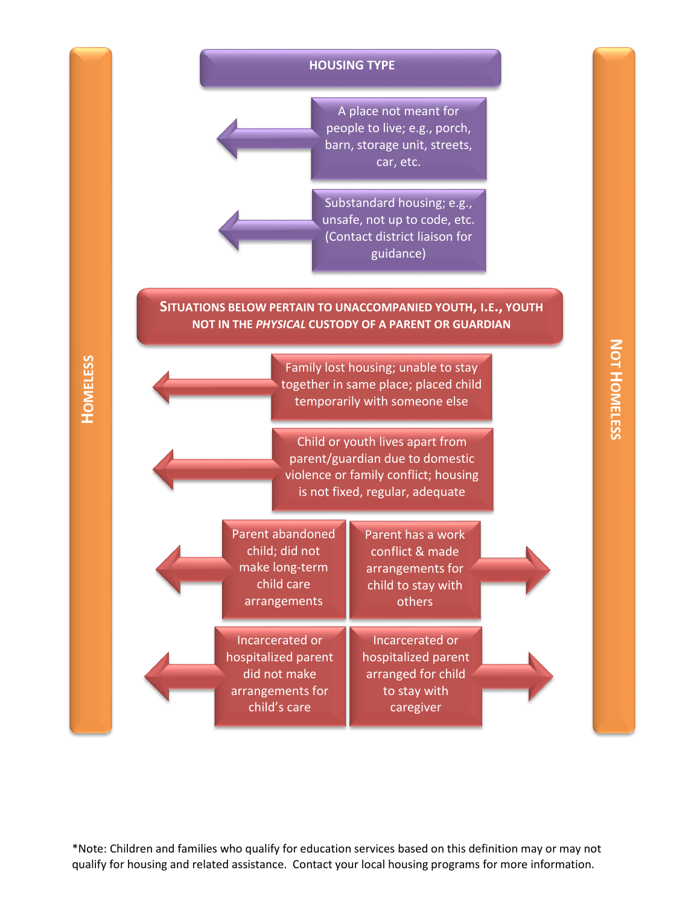HOMELESS

NOT HOMELESS

## HOUSING TYPE

A place not meant for people to live; e.g., porch, barn, storage unit, streets, car, etc.

Substandard housing; e.g., unsafe, not up to code, etc. (Contact district liaison for guidance)

**SITUATIONS BELOW PERTAIN TO UNACCOMPANIED YOUTH, I.E., YOUTH NOT IN THE *PHYSICAL* CUSTODY OF A PARENT OR GUARDIAN**

Family lost housing; unable to stay together in same place; placed child temporarily with someone else

Child or youth lives apart from parent/guardian due to domestic violence or family conflict; housing is not fixed, regular, adequate

Parent abandoned child; did not make long-term child care arrangements

Parent has a work conflict & made arrangements for child to stay with others

Incarcerated or hospitalized parent did not make arrangements for child's care

Incarcerated or hospitalized parent arranged for child to stay with caregiver

*Note: Children and families who qualify for education services based on this definition may or may not qualify for housing and related assistance. Contact your local housing programs for more information.